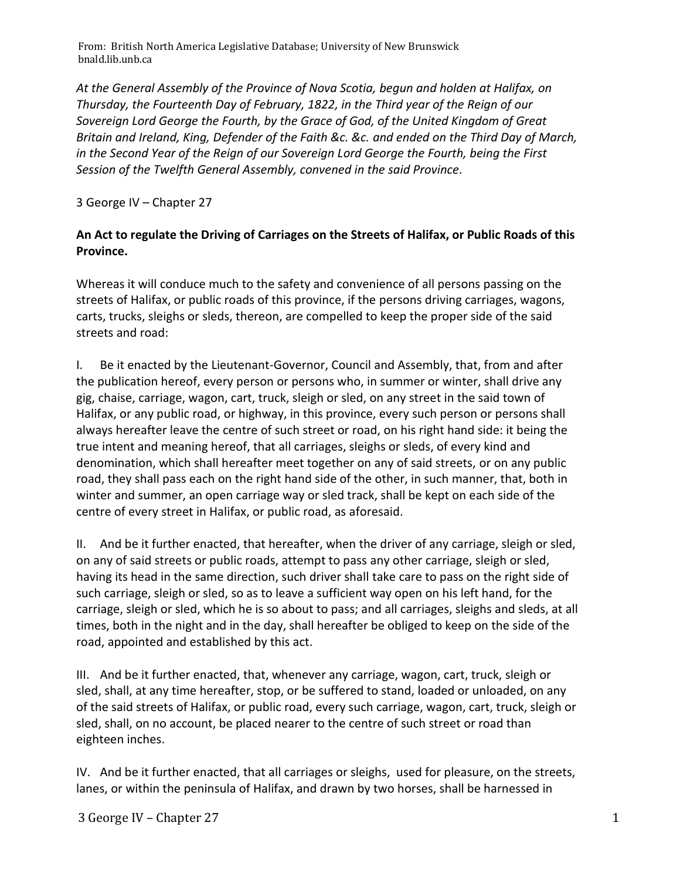From: British North America Legislative Database; University of New Brunswick bnald.lib.unb.ca

*At the General Assembly of the Province of Nova Scotia, begun and holden at Halifax, on Thursday, the Fourteenth Day of February, 1822, in the Third year of the Reign of our Sovereign Lord George the Fourth, by the Grace of God, of the United Kingdom of Great Britain and Ireland, King, Defender of the Faith &c. &c. and ended on the Third Day of March, in the Second Year of the Reign of our Sovereign Lord George the Fourth, being the First Session of the Twelfth General Assembly, convened in the said Province.*

3 George IV – Chapter 27

**An Act to regulate the Driving of Carriages on the Streets of Halifax, or Public Roads of this Province.**

Whereas it will conduce much to the safety and convenience of all persons passing on the streets of Halifax, or public roads of this province, if the persons driving carriages, wagons, carts, trucks, sleighs or sleds, thereon, are compelled to keep the proper side of the said streets and road:

I. Be it enacted by the Lieutenant-Governor, Council and Assembly, that, from and after the publication hereof, every person or persons who, in summer or winter, shall drive any gig, chaise, carriage, wagon, cart, truck, sleigh or sled, on any street in the said town of Halifax, or any public road, or highway, in this province, every such person or persons shall always hereafter leave the centre of such street or road, on his right hand side: it being the true intent and meaning hereof, that all carriages, sleighs or sleds, of every kind and denomination, which shall hereafter meet together on any of said streets, or on any public road, they shall pass each on the right hand side of the other, in such manner, that, both in winter and summer, an open carriage way or sled track, shall be kept on each side of the centre of every street in Halifax, or public road, as aforesaid.

II. And be it further enacted, that hereafter, when the driver of any carriage, sleigh or sled, on any of said streets or public roads, attempt to pass any other carriage, sleigh or sled, having its head in the same direction, such driver shall take care to pass on the right side of such carriage, sleigh or sled, so as to leave a sufficient way open on his left hand, for the carriage, sleigh or sled, which he is so about to pass; and all carriages, sleighs and sleds, at all times, both in the night and in the day, shall hereafter be obliged to keep on the side of the road, appointed and established by this act.

III. And be it further enacted, that, whenever any carriage, wagon, cart, truck, sleigh or sled, shall, at any time hereafter, stop, or be suffered to stand, loaded or unloaded, on any of the said streets of Halifax, or public road, every such carriage, wagon, cart, truck, sleigh or sled, shall, on no account, be placed nearer to the centre of such street or road than eighteen inches.

IV. And be it further enacted, that all carriages or sleighs, used for pleasure, on the streets, lanes, or within the peninsula of Halifax, and drawn by two horses, shall be harnessed in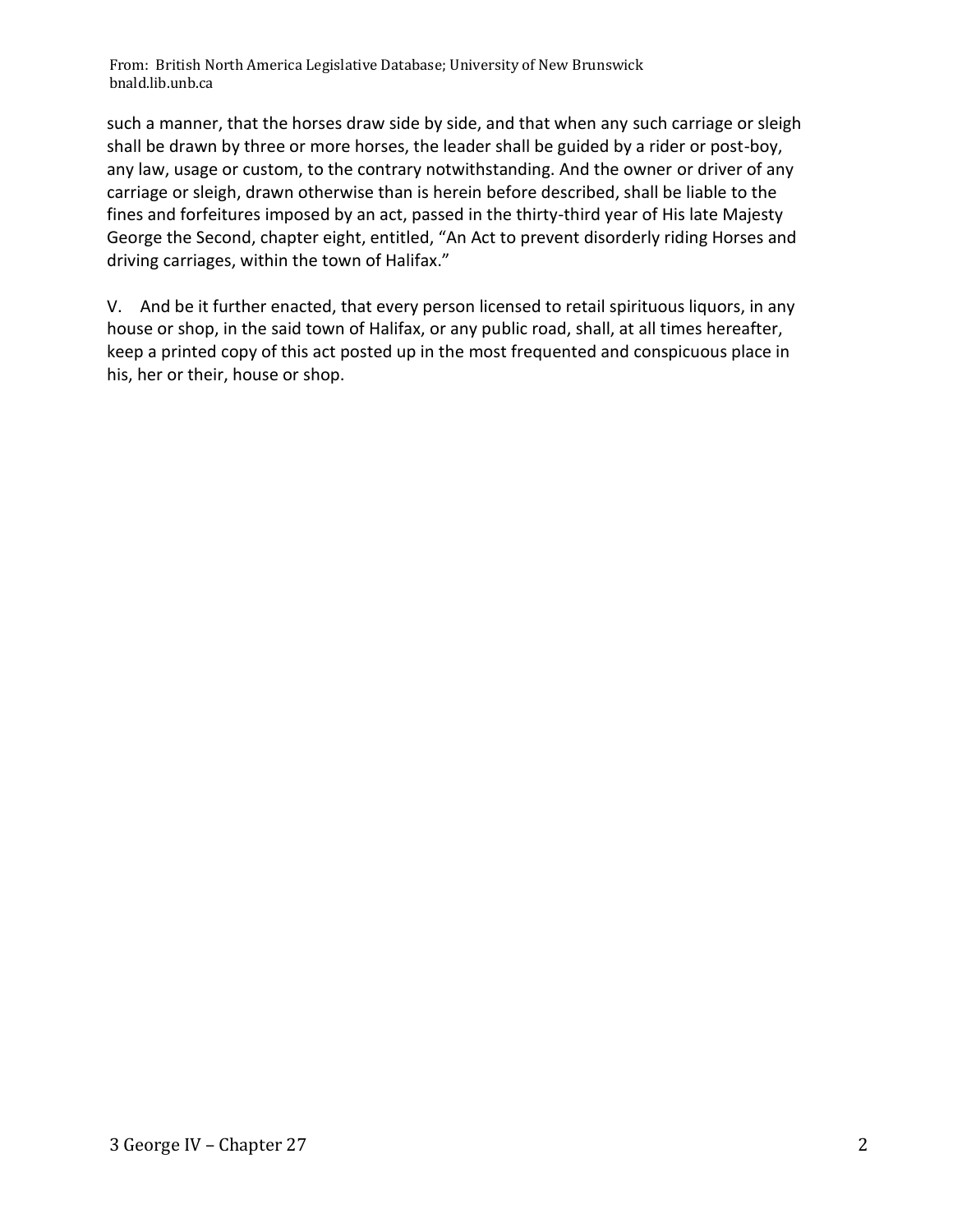such a manner, that the horses draw side by side, and that when any such carriage or sleigh shall be drawn by three or more horses, the leader shall be guided by a rider or post-boy, any law, usage or custom, to the contrary notwithstanding. And the owner or driver of any carriage or sleigh, drawn otherwise than is herein before described, shall be liable to the fines and forfeitures imposed by an act, passed in the thirty-third year of His late Majesty George the Second, chapter eight, entitled, "An Act to prevent disorderly riding Horses and driving carriages, within the town of Halifax."

V. And be it further enacted, that every person licensed to retail spirituous liquors, in any house or shop, in the said town of Halifax, or any public road, shall, at all times hereafter, keep a printed copy of this act posted up in the most frequented and conspicuous place in his, her or their, house or shop.